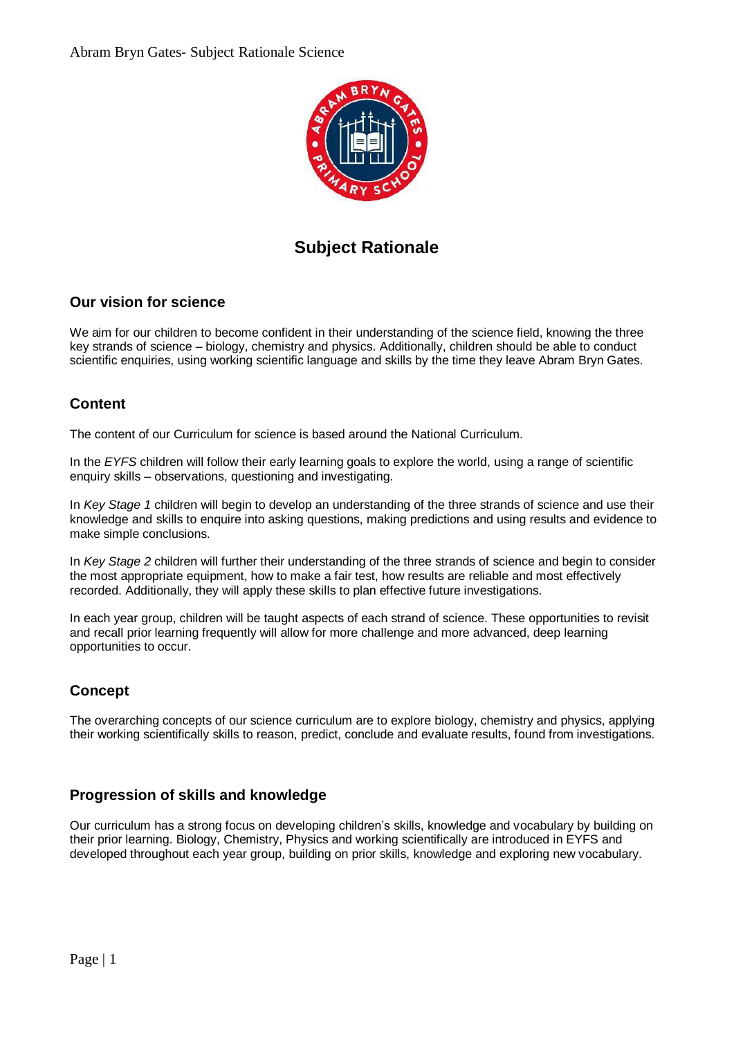# Subject Rationale

## Our vision for science

We aim for our children to become confident in their understanding of the science field, knowing the three key strands of science – biology, chemistry and physics. Additionally, children should be able to conduct scientific enquiries, using working scientific language and skills by the time they leave Abram Bryn Gates.

## Content

The content of our Curriculum for science is based around the National Curriculum.

In the *EYFS* children will follow their early learning goals to explore the world, using a range of scientific enquiry skills – observations, questioning and investigating.

In *Key Stage 1* children will begin to develop an understanding of the three strands of science and use their knowledge and skills to enquire into asking questions, making predictions and using results and evidence to make simple conclusions.

In *Key Stage 2* children will further their understanding of the three strands of science and begin to consider the most appropriate equipment, how to make a fair test, how results are reliable and most effectively recorded. Additionally, they will apply these skills to plan effective future investigations.

In each year group, children will be taught aspects of each strand of science. These opportunities to revisit and recall prior learning frequently will allow for more challenge and more advanced, deep learning opportunities to occur.

## Concept

The overarching concepts of our science curriculum are to explore biology, chemistry and physics, applying their working scientifically skills to reason, predict, conclude and evaluate results, found from investigations.

## Progression of skills and knowledge

Our curriculum has a strong focus on developing children's skills, knowledge and vocabulary by building on their prior learning. Biology, Chemistry, Physics and working scientifically are introduced in EYFS and developed throughout each year group, building on prior skills, knowledge and exploring new vocabulary.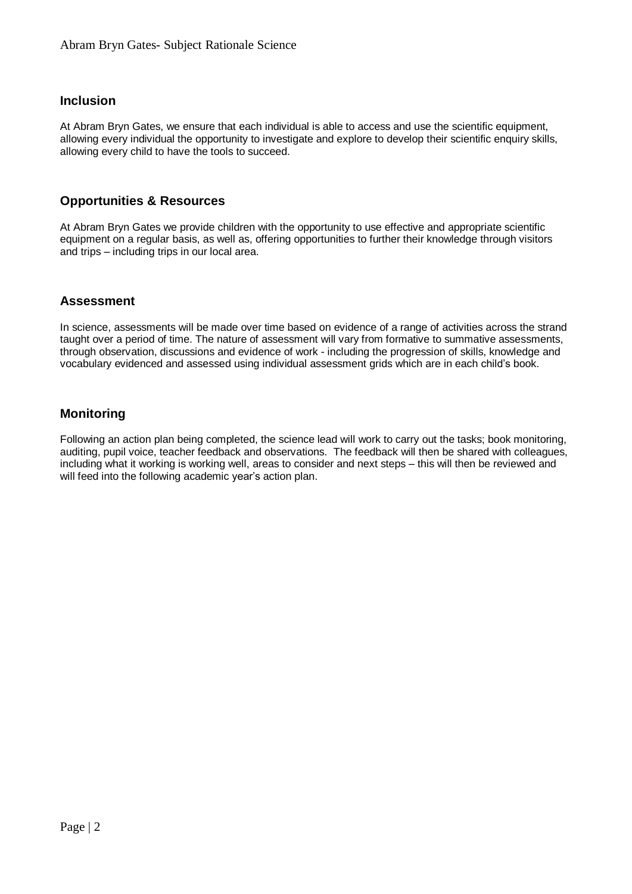## Inclusion

At Abram Bryn Gates, we ensure that each individual is able to access and use the scientific equipment, allowing every individual the opportunity to investigate and explore to develop their scientific enquiry skills, allowing every child to have the tools to succeed.

## Opportunities & Resources

At Abram Bryn Gates we provide children with the opportunity to use effective and appropriate scientific equipment on a regular basis, as well as, offering opportunities to further their knowledge through visitors and trips – including trips in our local area.

## Assessment

In science, assessments will be made over time based on evidence of a range of activities across the strand taught over a period of time. The nature of assessment will vary from formative to summative assessments, through observation, discussions and evidence of work - including the progression of skills, knowledge and vocabulary evidenced and assessed using individual assessment grids which are in each child's book.

## Monitoring

Following an action plan being completed, the science lead will work to carry out the tasks; book monitoring, auditing, pupil voice, teacher feedback and observations. The feedback will then be shared with colleagues, including what it working is working well, areas to consider and next steps – this will then be reviewed and will feed into the following academic year's action plan.